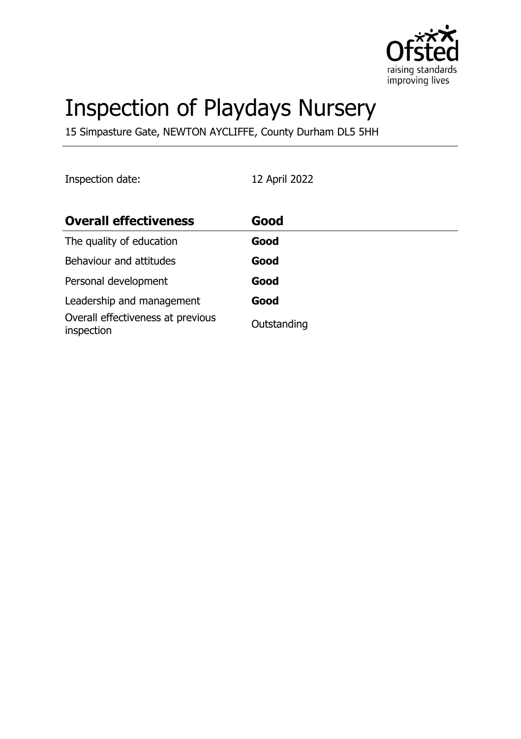# Inspection of Playdays Nursery

15 Simpasture Gate, NEWTON AYCLIFFE, County Durham DL5 5HH

Inspection date: 12 April 2022

| **Overall effectiveness** | **Good** |
| --- | --- |
| The quality of education | **Good** |
| Behaviour and attitudes | **Good** |
| Personal development | **Good** |
| Leadership and management | **Good** |
| Overall effectiveness at previous inspection | Outstanding |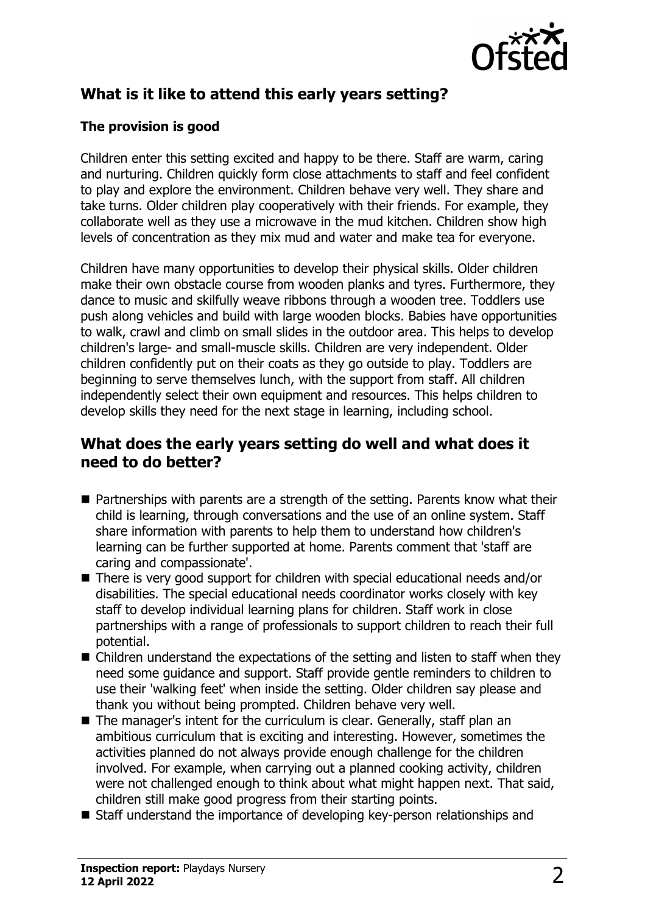## What is it like to attend this early years setting?

### The provision is good

Children enter this setting excited and happy to be there. Staff are warm, caring and nurturing. Children quickly form close attachments to staff and feel confident to play and explore the environment. Children behave very well. They share and take turns. Older children play cooperatively with their friends. For example, they collaborate well as they use a microwave in the mud kitchen. Children show high levels of concentration as they mix mud and water and make tea for everyone.

Children have many opportunities to develop their physical skills. Older children make their own obstacle course from wooden planks and tyres. Furthermore, they dance to music and skilfully weave ribbons through a wooden tree. Toddlers use push along vehicles and build with large wooden blocks. Babies have opportunities to walk, crawl and climb on small slides in the outdoor area. This helps to develop children's large- and small-muscle skills. Children are very independent. Older children confidently put on their coats as they go outside to play. Toddlers are beginning to serve themselves lunch, with the support from staff. All children independently select their own equipment and resources. This helps children to develop skills they need for the next stage in learning, including school.

## What does the early years setting do well and what does it need to do better?

- Partnerships with parents are a strength of the setting. Parents know what their child is learning, through conversations and the use of an online system. Staff share information with parents to help them to understand how children's learning can be further supported at home. Parents comment that 'staff are caring and compassionate'.
- There is very good support for children with special educational needs and/or disabilities. The special educational needs coordinator works closely with key staff to develop individual learning plans for children. Staff work in close partnerships with a range of professionals to support children to reach their full potential.
- Children understand the expectations of the setting and listen to staff when they need some guidance and support. Staff provide gentle reminders to children to use their 'walking feet' when inside the setting. Older children say please and thank you without being prompted. Children behave very well.
- The manager's intent for the curriculum is clear. Generally, staff plan an ambitious curriculum that is exciting and interesting. However, sometimes the activities planned do not always provide enough challenge for the children involved. For example, when carrying out a planned cooking activity, children were not challenged enough to think about what might happen next. That said, children still make good progress from their starting points.
- Staff understand the importance of developing key-person relationships and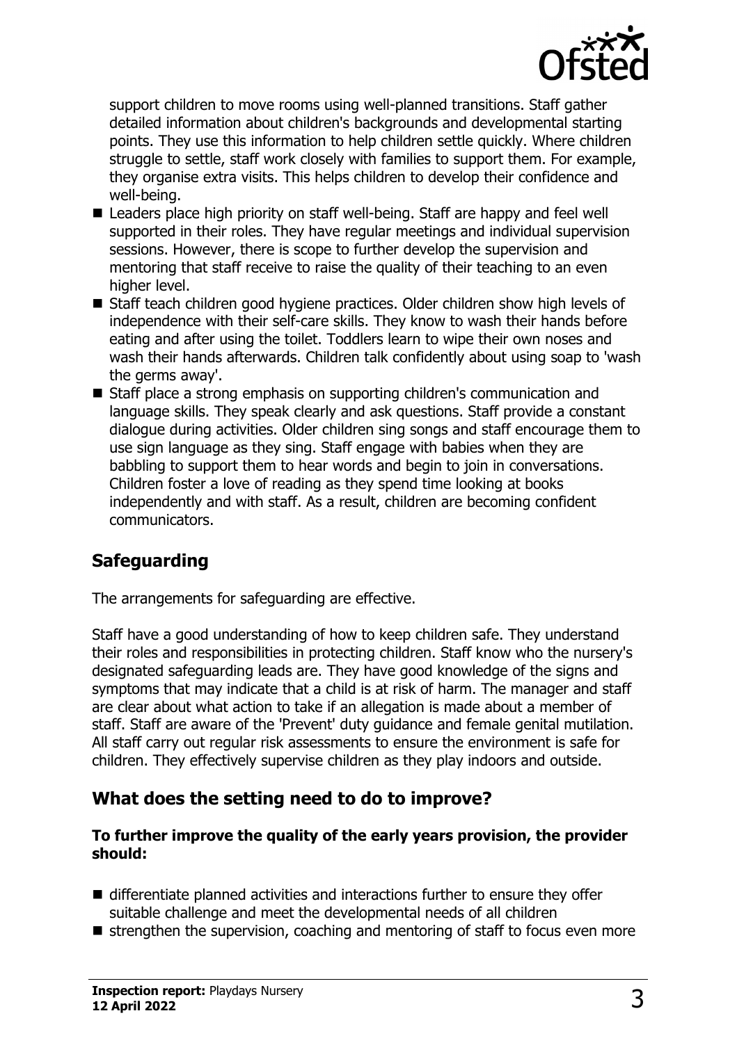support children to move rooms using well-planned transitions. Staff gather detailed information about children's backgrounds and developmental starting points. They use this information to help children settle quickly. Where children struggle to settle, staff work closely with families to support them. For example, they organise extra visits. This helps children to develop their confidence and well-being.

- Leaders place high priority on staff well-being. Staff are happy and feel well supported in their roles. They have regular meetings and individual supervision sessions. However, there is scope to further develop the supervision and mentoring that staff receive to raise the quality of their teaching to an even higher level.
- Staff teach children good hygiene practices. Older children show high levels of independence with their self-care skills. They know to wash their hands before eating and after using the toilet. Toddlers learn to wipe their own noses and wash their hands afterwards. Children talk confidently about using soap to 'wash the germs away'.
- Staff place a strong emphasis on supporting children's communication and language skills. They speak clearly and ask questions. Staff provide a constant dialogue during activities. Older children sing songs and staff encourage them to use sign language as they sing. Staff engage with babies when they are babbling to support them to hear words and begin to join in conversations. Children foster a love of reading as they spend time looking at books independently and with staff. As a result, children are becoming confident communicators.

## Safeguarding

The arrangements for safeguarding are effective.

Staff have a good understanding of how to keep children safe. They understand their roles and responsibilities in protecting children. Staff know who the nursery's designated safeguarding leads are. They have good knowledge of the signs and symptoms that may indicate that a child is at risk of harm. The manager and staff are clear about what action to take if an allegation is made about a member of staff. Staff are aware of the 'Prevent' duty guidance and female genital mutilation. All staff carry out regular risk assessments to ensure the environment is safe for children. They effectively supervise children as they play indoors and outside.

## What does the setting need to do to improve?

**To further improve the quality of the early years provision, the provider should:**

- differentiate planned activities and interactions further to ensure they offer suitable challenge and meet the developmental needs of all children
- strengthen the supervision, coaching and mentoring of staff to focus even more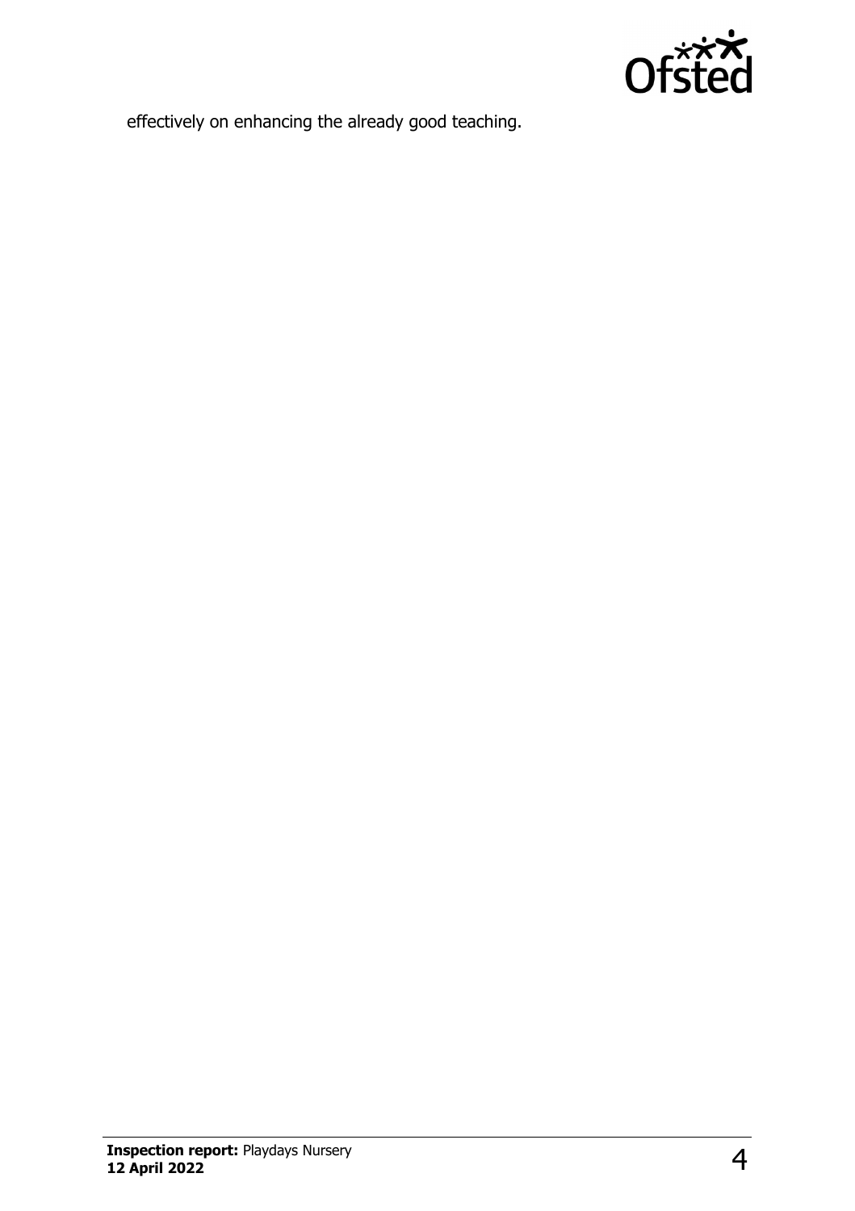effectively on enhancing the already good teaching.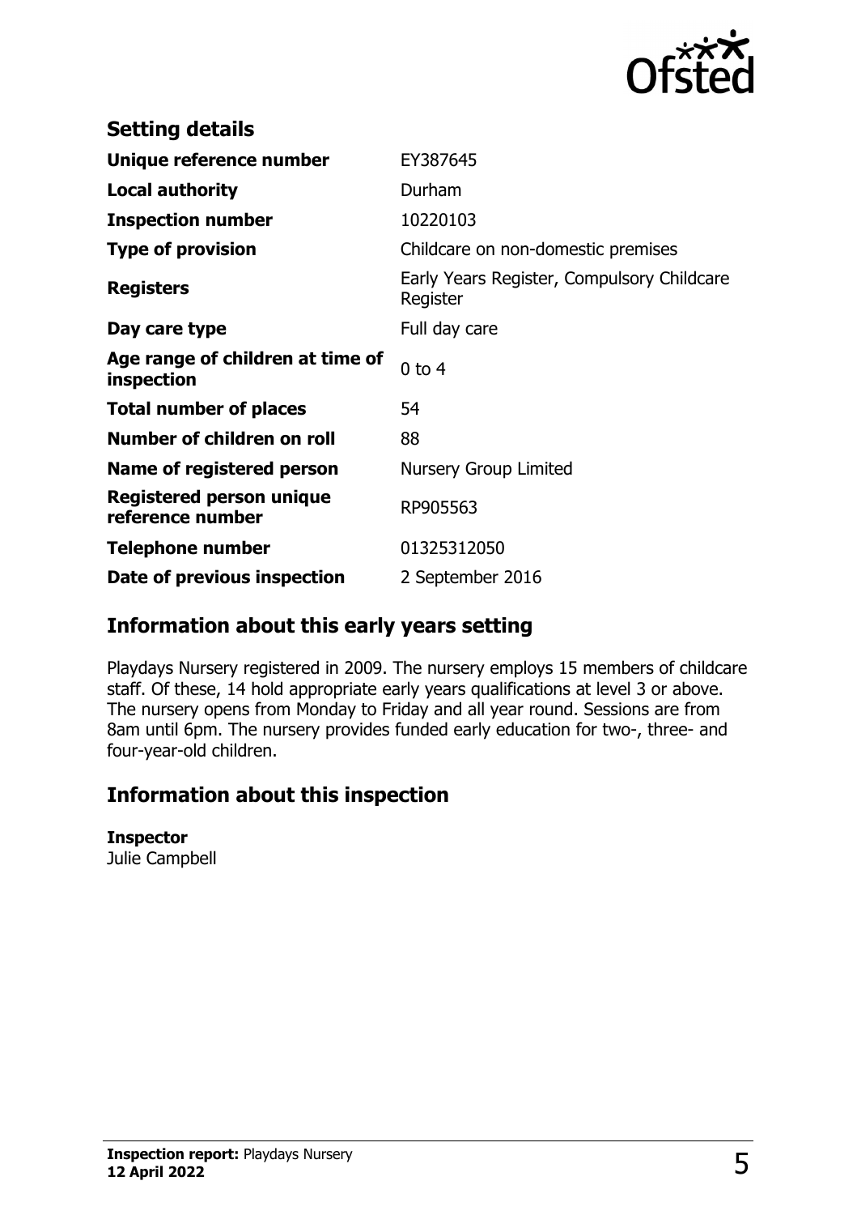## Setting details

| | |
|---|---|
| **Unique reference number** | EY387645 |
| **Local authority** | Durham |
| **Inspection number** | 10220103 |
| **Type of provision** | Childcare on non-domestic premises |
| **Registers** | Early Years Register, Compulsory Childcare Register |
| **Day care type** | Full day care |
| **Age range of children at time of inspection** | 0 to 4 |
| **Total number of places** | 54 |
| **Number of children on roll** | 88 |
| **Name of registered person** | Nursery Group Limited |
| **Registered person unique reference number** | RP905563 |
| **Telephone number** | 01325312050 |
| **Date of previous inspection** | 2 September 2016 |

## Information about this early years setting

Playdays Nursery registered in 2009. The nursery employs 15 members of childcare staff. Of these, 14 hold appropriate early years qualifications at level 3 or above. The nursery opens from Monday to Friday and all year round. Sessions are from 8am until 6pm. The nursery provides funded early education for two-, three- and four-year-old children.

## Information about this inspection

**Inspector**
Julie Campbell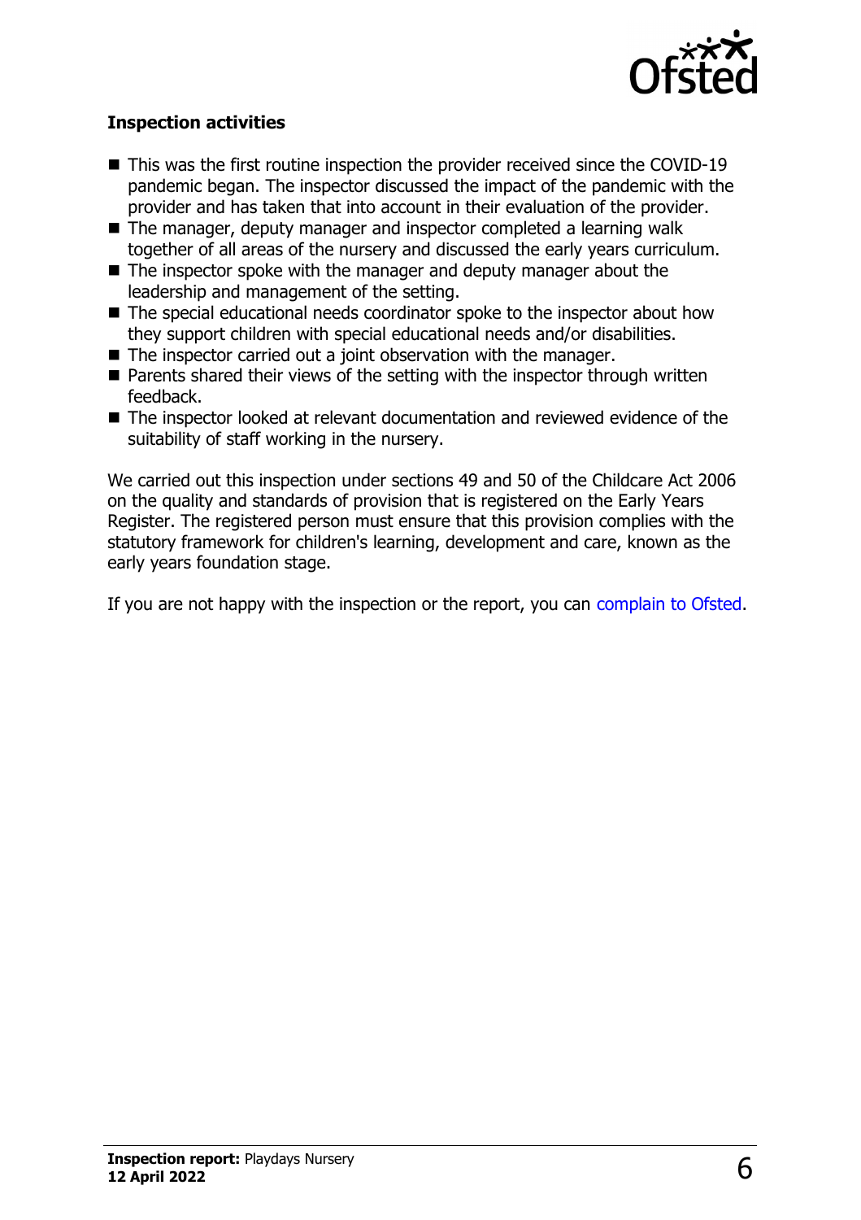### Inspection activities

- This was the first routine inspection the provider received since the COVID-19 pandemic began. The inspector discussed the impact of the pandemic with the provider and has taken that into account in their evaluation of the provider.
- The manager, deputy manager and inspector completed a learning walk together of all areas of the nursery and discussed the early years curriculum.
- The inspector spoke with the manager and deputy manager about the leadership and management of the setting.
- The special educational needs coordinator spoke to the inspector about how they support children with special educational needs and/or disabilities.
- The inspector carried out a joint observation with the manager.
- Parents shared their views of the setting with the inspector through written feedback.
- The inspector looked at relevant documentation and reviewed evidence of the suitability of staff working in the nursery.

We carried out this inspection under sections 49 and 50 of the Childcare Act 2006 on the quality and standards of provision that is registered on the Early Years Register. The registered person must ensure that this provision complies with the statutory framework for children's learning, development and care, known as the early years foundation stage.

If you are not happy with the inspection or the report, you can complain to Ofsted.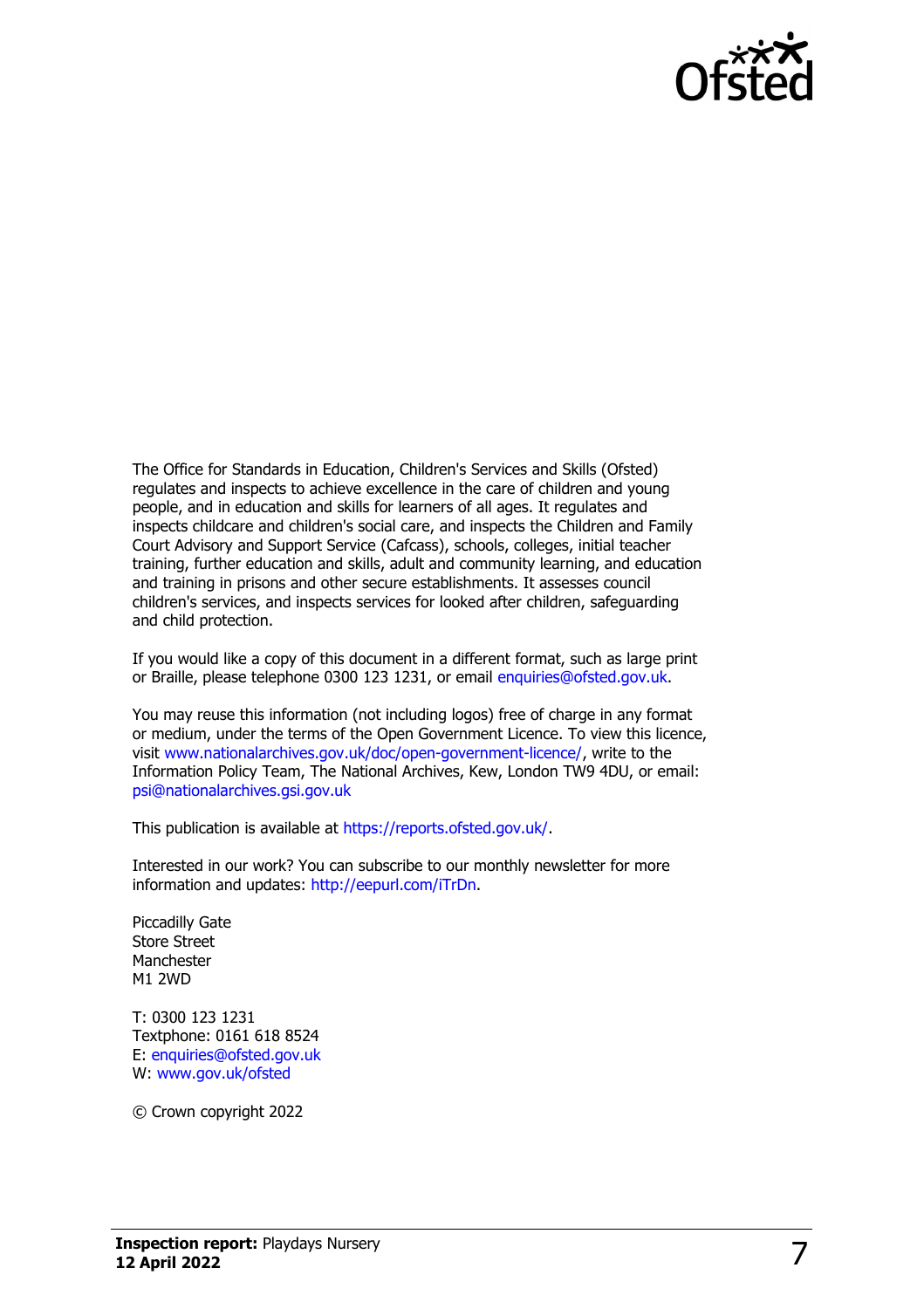The Office for Standards in Education, Children's Services and Skills (Ofsted) regulates and inspects to achieve excellence in the care of children and young people, and in education and skills for learners of all ages. It regulates and inspects childcare and children's social care, and inspects the Children and Family Court Advisory and Support Service (Cafcass), schools, colleges, initial teacher training, further education and skills, adult and community learning, and education and training in prisons and other secure establishments. It assesses council children's services, and inspects services for looked after children, safeguarding and child protection.

If you would like a copy of this document in a different format, such as large print or Braille, please telephone 0300 123 1231, or email enquiries@ofsted.gov.uk.

You may reuse this information (not including logos) free of charge in any format or medium, under the terms of the Open Government Licence. To view this licence, visit www.nationalarchives.gov.uk/doc/open-government-licence/, write to the Information Policy Team, The National Archives, Kew, London TW9 4DU, or email: psi@nationalarchives.gsi.gov.uk

This publication is available at https://reports.ofsted.gov.uk/.

Interested in our work? You can subscribe to our monthly newsletter for more information and updates: http://eepurl.com/iTrDn.

Piccadilly Gate
Store Street
Manchester
M1 2WD

T: 0300 123 1231
Textphone: 0161 618 8524
E: enquiries@ofsted.gov.uk
W: www.gov.uk/ofsted

© Crown copyright 2022